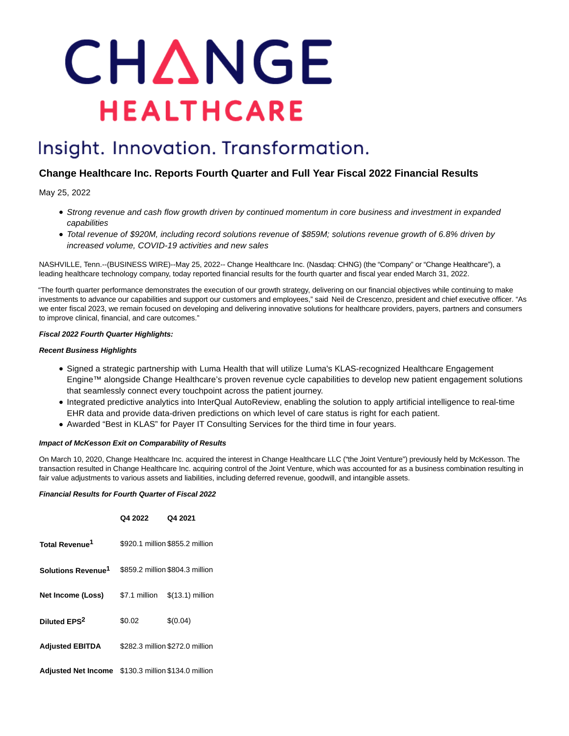# CHANGE HEALTHCARE

Insight. Innovation. Transformation.

## Change Healthcare Inc. Reports Fourth Quarter and Full Year Fiscal 2022 Financial Results

May 25, 2022

- *Strong revenue and cash flow growth driven by continued momentum in core business and investment in expanded capabilities*
- *Total revenue of $920M, including record solutions revenue of $859M; solutions revenue growth of 6.8% driven by increased volume, COVID-19 activities and new sales*

NASHVILLE, Tenn.--(BUSINESS WIRE)--May 25, 2022-- Change Healthcare Inc. (Nasdaq: CHNG) (the "Company" or "Change Healthcare"), a leading healthcare technology company, today reported financial results for the fourth quarter and fiscal year ended March 31, 2022.

"The fourth quarter performance demonstrates the execution of our growth strategy, delivering on our financial objectives while continuing to make investments to advance our capabilities and support our customers and employees," said Neil de Crescenzo, president and chief executive officer. "As we enter fiscal 2023, we remain focused on developing and delivering innovative solutions for healthcare providers, payers, partners and consumers to improve clinical, financial, and care outcomes."

***Fiscal 2022 Fourth Quarter Highlights:***

***Recent Business Highlights***

- Signed a strategic partnership with Luma Health that will utilize Luma's KLAS-recognized Healthcare Engagement Engine™ alongside Change Healthcare's proven revenue cycle capabilities to develop new patient engagement solutions that seamlessly connect every touchpoint across the patient journey.
- Integrated predictive analytics into InterQual AutoReview, enabling the solution to apply artificial intelligence to real-time EHR data and provide data-driven predictions on which level of care status is right for each patient.
- Awarded "Best in KLAS" for Payer IT Consulting Services for the third time in four years.

***Impact of McKesson Exit on Comparability of Results***

On March 10, 2020, Change Healthcare Inc. acquired the interest in Change Healthcare LLC ("the Joint Venture") previously held by McKesson. The transaction resulted in Change Healthcare Inc. acquiring control of the Joint Venture, which was accounted for as a business combination resulting in fair value adjustments to various assets and liabilities, including deferred revenue, goodwill, and intangible assets.

***Financial Results for Fourth Quarter of Fiscal 2022***

| | Q4 2022 | Q4 2021 |
|---|---|---|
| **Total Revenue[1]** | $920.1 million | $855.2 million |
| **Solutions Revenue[1]** | $859.2 million | $804.3 million |
| **Net Income (Loss)** | $7.1 million | $(13.1) million |
| **Diluted EPS[2]** | $0.02 | $(0.04) |
| **Adjusted EBITDA** | $282.3 million | $272.0 million |
| **Adjusted Net Income** | $130.3 million | $134.0 million |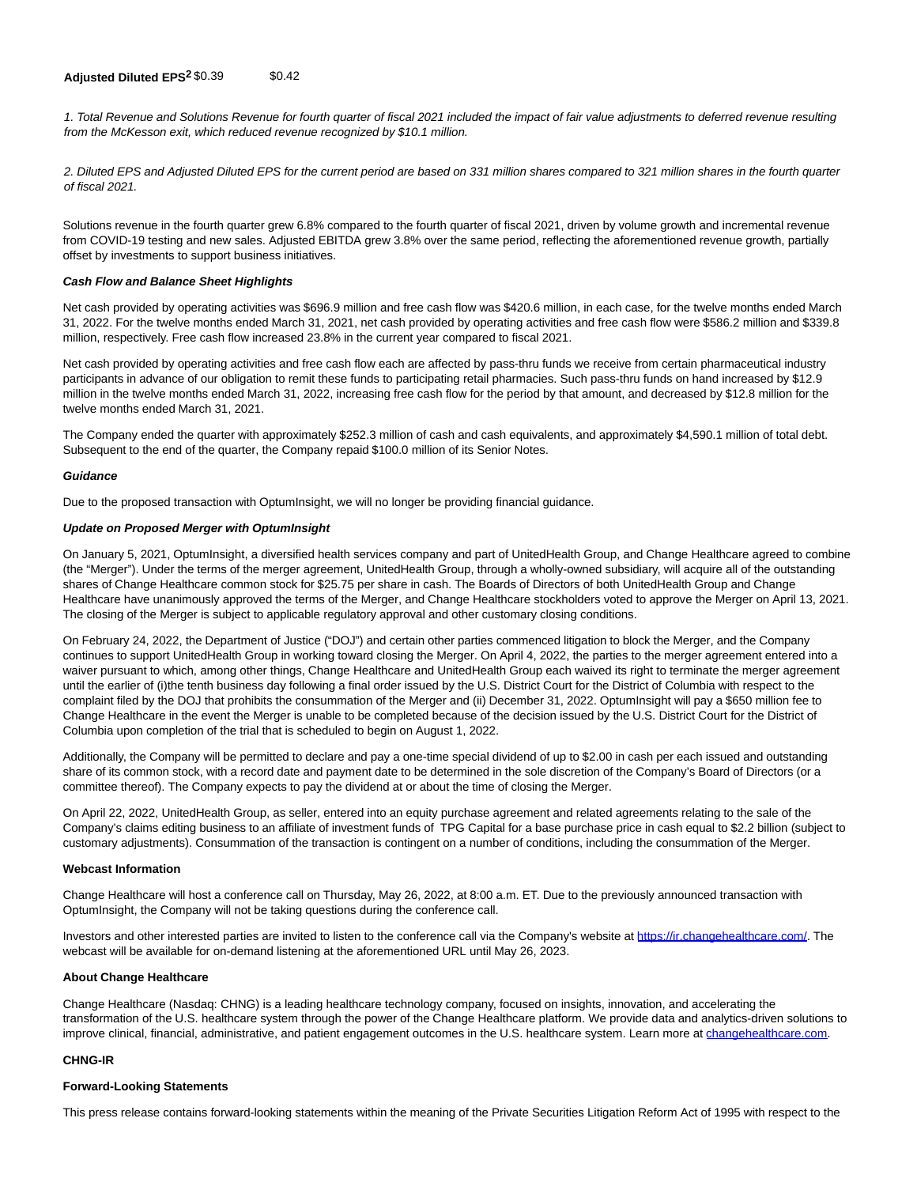| **Adjusted Diluted EPS[2]** | $0.39 | $0.42 |
|---|---|---|

*1. Total Revenue and Solutions Revenue for fourth quarter of fiscal 2021 included the impact of fair value adjustments to deferred revenue resulting from the McKesson exit, which reduced revenue recognized by $10.1 million.*

*2. Diluted EPS and Adjusted Diluted EPS for the current period are based on 331 million shares compared to 321 million shares in the fourth quarter of fiscal 2021.*

Solutions revenue in the fourth quarter grew 6.8% compared to the fourth quarter of fiscal 2021, driven by volume growth and incremental revenue from COVID-19 testing and new sales. Adjusted EBITDA grew 3.8% over the same period, reflecting the aforementioned revenue growth, partially offset by investments to support business initiatives.

***Cash Flow and Balance Sheet Highlights***

Net cash provided by operating activities was $696.9 million and free cash flow was $420.6 million, in each case, for the twelve months ended March 31, 2022. For the twelve months ended March 31, 2021, net cash provided by operating activities and free cash flow were $586.2 million and $339.8 million, respectively. Free cash flow increased 23.8% in the current year compared to fiscal 2021.

Net cash provided by operating activities and free cash flow each are affected by pass-thru funds we receive from certain pharmaceutical industry participants in advance of our obligation to remit these funds to participating retail pharmacies. Such pass-thru funds on hand increased by $12.9 million in the twelve months ended March 31, 2022, increasing free cash flow for the period by that amount, and decreased by $12.8 million for the twelve months ended March 31, 2021.

The Company ended the quarter with approximately $252.3 million of cash and cash equivalents, and approximately $4,590.1 million of total debt. Subsequent to the end of the quarter, the Company repaid $100.0 million of its Senior Notes.

***Guidance***

Due to the proposed transaction with OptumInsight, we will no longer be providing financial guidance.

***Update on Proposed Merger with OptumInsight***

On January 5, 2021, OptumInsight, a diversified health services company and part of UnitedHealth Group, and Change Healthcare agreed to combine (the "Merger"). Under the terms of the merger agreement, UnitedHealth Group, through a wholly-owned subsidiary, will acquire all of the outstanding shares of Change Healthcare common stock for $25.75 per share in cash. The Boards of Directors of both UnitedHealth Group and Change Healthcare have unanimously approved the terms of the Merger, and Change Healthcare stockholders voted to approve the Merger on April 13, 2021. The closing of the Merger is subject to applicable regulatory approval and other customary closing conditions.

On February 24, 2022, the Department of Justice ("DOJ") and certain other parties commenced litigation to block the Merger, and the Company continues to support UnitedHealth Group in working toward closing the Merger. On April 4, 2022, the parties to the merger agreement entered into a waiver pursuant to which, among other things, Change Healthcare and UnitedHealth Group each waived its right to terminate the merger agreement until the earlier of (i)the tenth business day following a final order issued by the U.S. District Court for the District of Columbia with respect to the complaint filed by the DOJ that prohibits the consummation of the Merger and (ii) December 31, 2022. OptumInsight will pay a $650 million fee to Change Healthcare in the event the Merger is unable to be completed because of the decision issued by the U.S. District Court for the District of Columbia upon completion of the trial that is scheduled to begin on August 1, 2022.

Additionally, the Company will be permitted to declare and pay a one-time special dividend of up to $2.00 in cash per each issued and outstanding share of its common stock, with a record date and payment date to be determined in the sole discretion of the Company's Board of Directors (or a committee thereof). The Company expects to pay the dividend at or about the time of closing the Merger.

On April 22, 2022, UnitedHealth Group, as seller, entered into an equity purchase agreement and related agreements relating to the sale of the Company's claims editing business to an affiliate of investment funds of TPG Capital for a base purchase price in cash equal to $2.2 billion (subject to customary adjustments). Consummation of the transaction is contingent on a number of conditions, including the consummation of the Merger.

**Webcast Information**

Change Healthcare will host a conference call on Thursday, May 26, 2022, at 8:00 a.m. ET. Due to the previously announced transaction with OptumInsight, the Company will not be taking questions during the conference call.

Investors and other interested parties are invited to listen to the conference call via the Company's website at https://ir.changehealthcare.com/. The webcast will be available for on-demand listening at the aforementioned URL until May 26, 2023.

**About Change Healthcare**

Change Healthcare (Nasdaq: CHNG) is a leading healthcare technology company, focused on insights, innovation, and accelerating the transformation of the U.S. healthcare system through the power of the Change Healthcare platform. We provide data and analytics-driven solutions to improve clinical, financial, administrative, and patient engagement outcomes in the U.S. healthcare system. Learn more at changehealthcare.com.

**CHNG-IR**

**Forward-Looking Statements**

This press release contains forward-looking statements within the meaning of the Private Securities Litigation Reform Act of 1995 with respect to the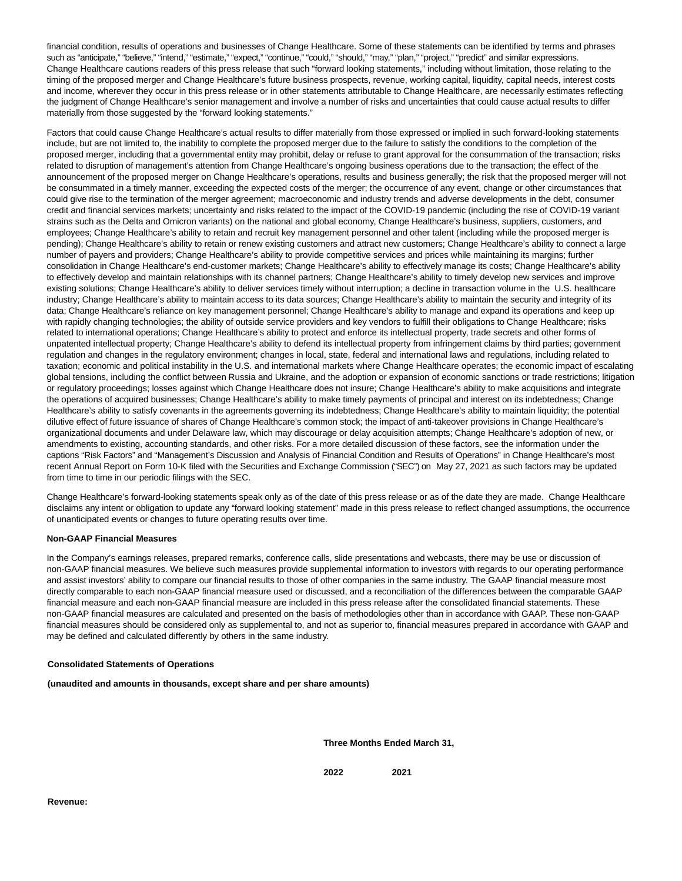financial condition, results of operations and businesses of Change Healthcare. Some of these statements can be identified by terms and phrases such as "anticipate," "believe," "intend," "estimate," "expect," "continue," "could," "should," "may," "plan," "project," "predict" and similar expressions. Change Healthcare cautions readers of this press release that such "forward looking statements," including without limitation, those relating to the timing of the proposed merger and Change Healthcare's future business prospects, revenue, working capital, liquidity, capital needs, interest costs and income, wherever they occur in this press release or in other statements attributable to Change Healthcare, are necessarily estimates reflecting the judgment of Change Healthcare's senior management and involve a number of risks and uncertainties that could cause actual results to differ materially from those suggested by the "forward looking statements."

Factors that could cause Change Healthcare's actual results to differ materially from those expressed or implied in such forward-looking statements include, but are not limited to, the inability to complete the proposed merger due to the failure to satisfy the conditions to the completion of the proposed merger, including that a governmental entity may prohibit, delay or refuse to grant approval for the consummation of the transaction; risks related to disruption of management's attention from Change Healthcare's ongoing business operations due to the transaction; the effect of the announcement of the proposed merger on Change Healthcare's operations, results and business generally; the risk that the proposed merger will not be consummated in a timely manner, exceeding the expected costs of the merger; the occurrence of any event, change or other circumstances that could give rise to the termination of the merger agreement; macroeconomic and industry trends and adverse developments in the debt, consumer credit and financial services markets; uncertainty and risks related to the impact of the COVID-19 pandemic (including the rise of COVID-19 variant strains such as the Delta and Omicron variants) on the national and global economy, Change Healthcare's business, suppliers, customers, and employees; Change Healthcare's ability to retain and recruit key management personnel and other talent (including while the proposed merger is pending); Change Healthcare's ability to retain or renew existing customers and attract new customers; Change Healthcare's ability to connect a large number of payers and providers; Change Healthcare's ability to provide competitive services and prices while maintaining its margins; further consolidation in Change Healthcare's end-customer markets; Change Healthcare's ability to effectively manage its costs; Change Healthcare's ability to effectively develop and maintain relationships with its channel partners; Change Healthcare's ability to timely develop new services and improve existing solutions; Change Healthcare's ability to deliver services timely without interruption; a decline in transaction volume in the U.S. healthcare industry; Change Healthcare's ability to maintain access to its data sources; Change Healthcare's ability to maintain the security and integrity of its data; Change Healthcare's reliance on key management personnel; Change Healthcare's ability to manage and expand its operations and keep up with rapidly changing technologies; the ability of outside service providers and key vendors to fulfill their obligations to Change Healthcare; risks related to international operations; Change Healthcare's ability to protect and enforce its intellectual property, trade secrets and other forms of unpatented intellectual property; Change Healthcare's ability to defend its intellectual property from infringement claims by third parties; government regulation and changes in the regulatory environment; changes in local, state, federal and international laws and regulations, including related to taxation; economic and political instability in the U.S. and international markets where Change Healthcare operates; the economic impact of escalating global tensions, including the conflict between Russia and Ukraine, and the adoption or expansion of economic sanctions or trade restrictions; litigation or regulatory proceedings; losses against which Change Healthcare does not insure; Change Healthcare's ability to make acquisitions and integrate the operations of acquired businesses; Change Healthcare's ability to make timely payments of principal and interest on its indebtedness; Change Healthcare's ability to satisfy covenants in the agreements governing its indebtedness; Change Healthcare's ability to maintain liquidity; the potential dilutive effect of future issuance of shares of Change Healthcare's common stock; the impact of anti-takeover provisions in Change Healthcare's organizational documents and under Delaware law, which may discourage or delay acquisition attempts; Change Healthcare's adoption of new, or amendments to existing, accounting standards, and other risks. For a more detailed discussion of these factors, see the information under the captions "Risk Factors" and "Management's Discussion and Analysis of Financial Condition and Results of Operations" in Change Healthcare's most recent Annual Report on Form 10-K filed with the Securities and Exchange Commission ("SEC") on May 27, 2021 as such factors may be updated from time to time in our periodic filings with the SEC.

Change Healthcare's forward-looking statements speak only as of the date of this press release or as of the date they are made. Change Healthcare disclaims any intent or obligation to update any "forward looking statement" made in this press release to reflect changed assumptions, the occurrence of unanticipated events or changes to future operating results over time.

**Non-GAAP Financial Measures**

In the Company's earnings releases, prepared remarks, conference calls, slide presentations and webcasts, there may be use or discussion of non-GAAP financial measures. We believe such measures provide supplemental information to investors with regards to our operating performance and assist investors' ability to compare our financial results to those of other companies in the same industry. The GAAP financial measure most directly comparable to each non-GAAP financial measure used or discussed, and a reconciliation of the differences between the comparable GAAP financial measure and each non-GAAP financial measure are included in this press release after the consolidated financial statements. These non-GAAP financial measures are calculated and presented on the basis of methodologies other than in accordance with GAAP. These non-GAAP financial measures should be considered only as supplemental to, and not as superior to, financial measures prepared in accordance with GAAP and may be defined and calculated differently by others in the same industry.

**Consolidated Statements of Operations**

**(unaudited and amounts in thousands, except share and per share amounts)**

| | Three Months Ended March 31, | |
|---|---|---|
| | **2022** | **2021** |
| **Revenue:** | | |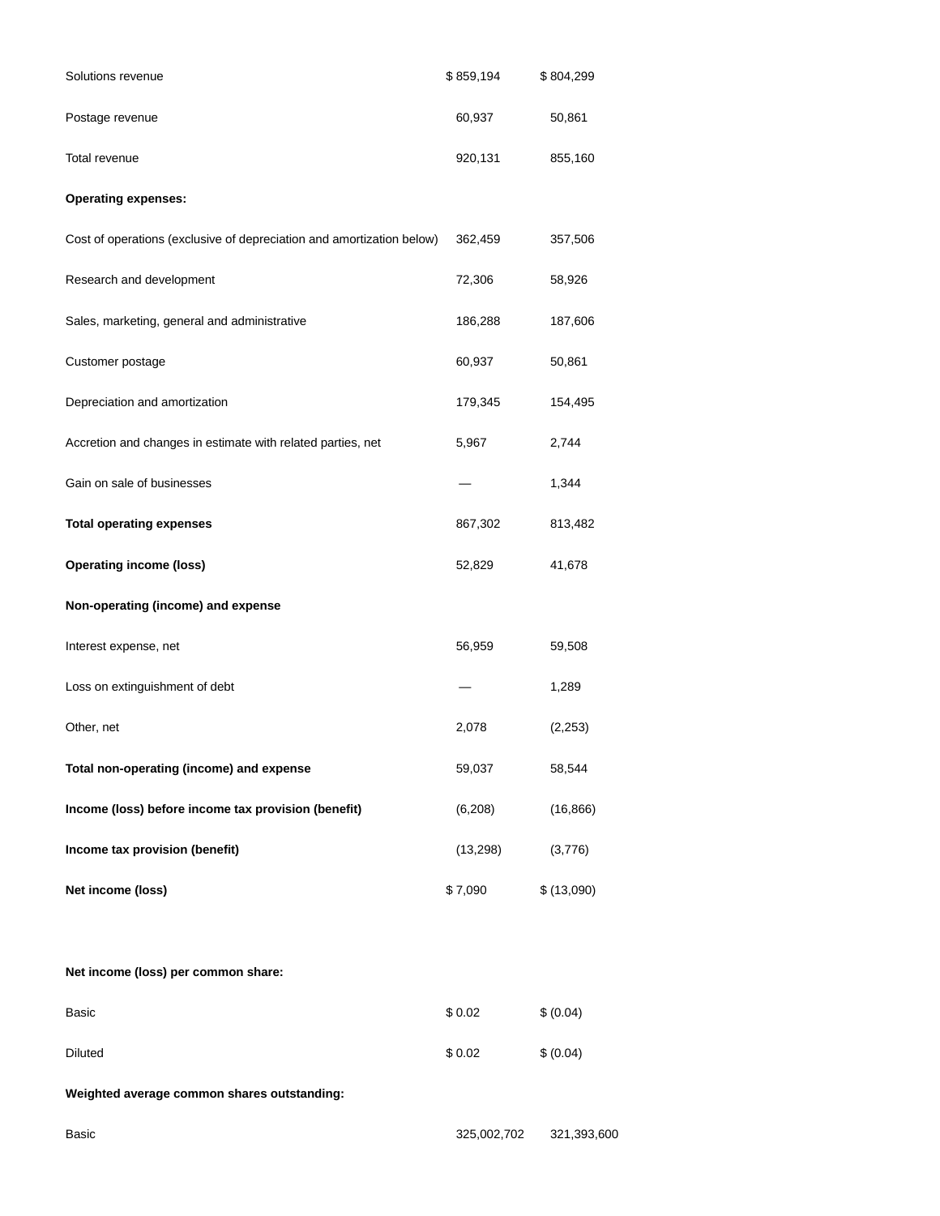| | | |
|---|---|---|
| Solutions revenue | $ 859,194 | $ 804,299 |
| Postage revenue | 60,937 | 50,861 |
| Total revenue | 920,131 | 855,160 |
| **Operating expenses:** | | |
| Cost of operations (exclusive of depreciation and amortization below) | 362,459 | 357,506 |
| Research and development | 72,306 | 58,926 |
| Sales, marketing, general and administrative | 186,288 | 187,606 |
| Customer postage | 60,937 | 50,861 |
| Depreciation and amortization | 179,345 | 154,495 |
| Accretion and changes in estimate with related parties, net | 5,967 | 2,744 |
| Gain on sale of businesses | — | 1,344 |
| **Total operating expenses** | 867,302 | 813,482 |
| **Operating income (loss)** | 52,829 | 41,678 |
| **Non-operating (income) and expense** | | |
| Interest expense, net | 56,959 | 59,508 |
| Loss on extinguishment of debt | — | 1,289 |
| Other, net | 2,078 | (2,253) |
| **Total non-operating (income) and expense** | 59,037 | 58,544 |
| **Income (loss) before income tax provision (benefit)** | (6,208) | (16,866) |
| **Income tax provision (benefit)** | (13,298) | (3,776) |
| **Net income (loss)** | $ 7,090 | $ (13,090) |
| | | |
| **Net income (loss) per common share:** | | |
| Basic | $ 0.02 | $ (0.04) |
| Diluted | $ 0.02 | $ (0.04) |
| **Weighted average common shares outstanding:** | | |
| Basic | 325,002,702 | 321,393,600 |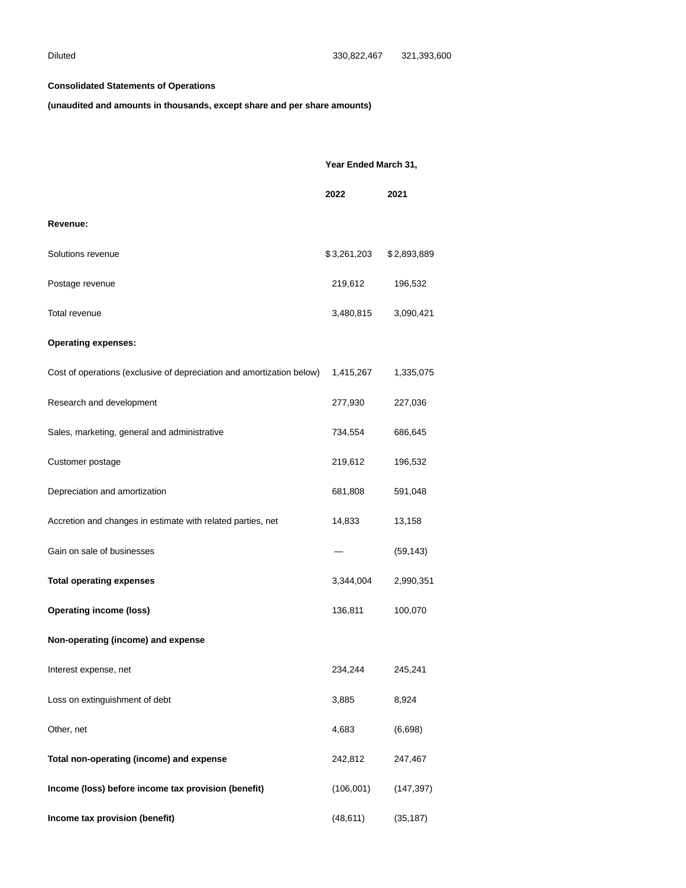| Diluted | 330,822,467 | 321,393,600 |
|---|---|---|

**Consolidated Statements of Operations**

**(unaudited and amounts in thousands, except share and per share amounts)**

| | **Year Ended March 31,** | |
|---|---|---|
| | **2022** | **2021** |
| **Revenue:** | | |
| Solutions revenue | $3,261,203 | $2,893,889 |
| Postage revenue | 219,612 | 196,532 |
| Total revenue | 3,480,815 | 3,090,421 |
| **Operating expenses:** | | |
| Cost of operations (exclusive of depreciation and amortization below) | 1,415,267 | 1,335,075 |
| Research and development | 277,930 | 227,036 |
| Sales, marketing, general and administrative | 734,554 | 686,645 |
| Customer postage | 219,612 | 196,532 |
| Depreciation and amortization | 681,808 | 591,048 |
| Accretion and changes in estimate with related parties, net | 14,833 | 13,158 |
| Gain on sale of businesses | — | (59,143) |
| **Total operating expenses** | 3,344,004 | 2,990,351 |
| **Operating income (loss)** | 136,811 | 100,070 |
| **Non-operating (income) and expense** | | |
| Interest expense, net | 234,244 | 245,241 |
| Loss on extinguishment of debt | 3,885 | 8,924 |
| Other, net | 4,683 | (6,698) |
| **Total non-operating (income) and expense** | 242,812 | 247,467 |
| **Income (loss) before income tax provision (benefit)** | (106,001) | (147,397) |
| **Income tax provision (benefit)** | (48,611) | (35,187) |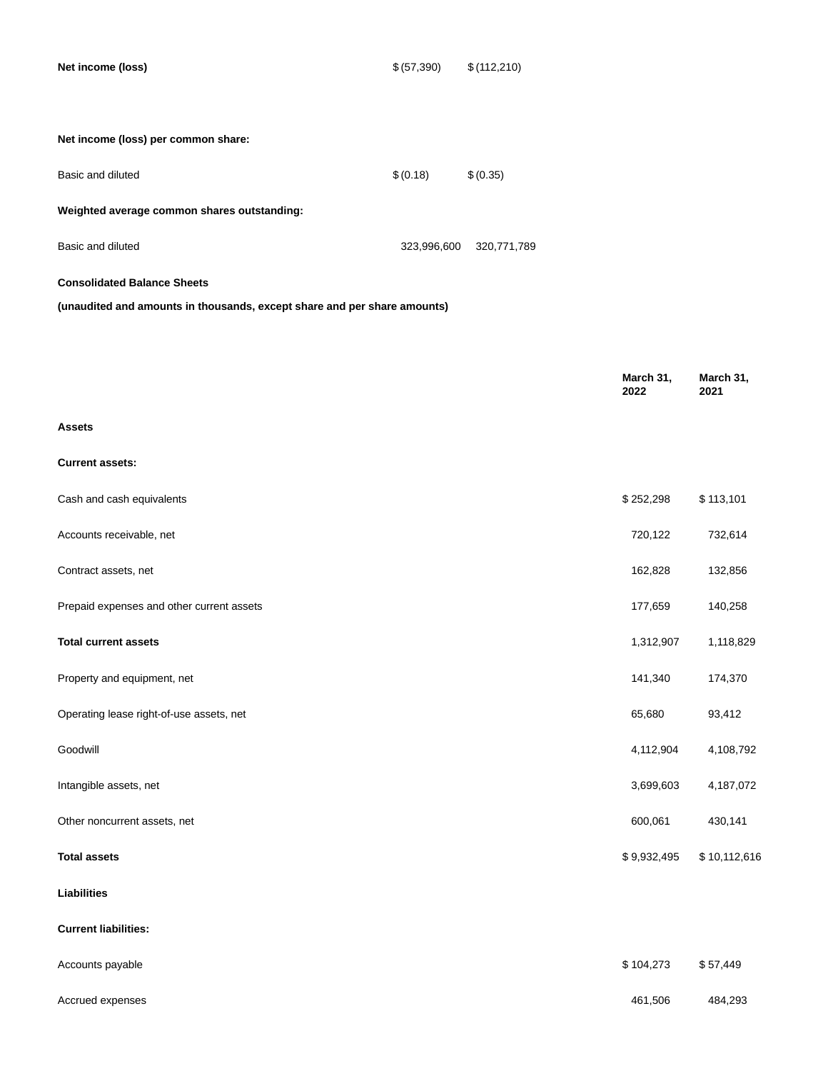| | | |
|---|---|---|
| **Net income (loss)** | $ (57,390) | $ (112,210) |
| | | |
| **Net income (loss) per common share:** | | |
| Basic and diluted | $ (0.18) | $ (0.35) |
| **Weighted average common shares outstanding:** | | |
| Basic and diluted | 323,996,600 | 320,771,789 |

**Consolidated Balance Sheets**

**(unaudited and amounts in thousands, except share and per share amounts)**

| | **March 31, 2022** | **March 31, 2021** |
|---|---|---|
| **Assets** | | |
| **Current assets:** | | |
| Cash and cash equivalents | $ 252,298 | $ 113,101 |
| Accounts receivable, net | 720,122 | 732,614 |
| Contract assets, net | 162,828 | 132,856 |
| Prepaid expenses and other current assets | 177,659 | 140,258 |
| **Total current assets** | 1,312,907 | 1,118,829 |
| Property and equipment, net | 141,340 | 174,370 |
| Operating lease right-of-use assets, net | 65,680 | 93,412 |
| Goodwill | 4,112,904 | 4,108,792 |
| Intangible assets, net | 3,699,603 | 4,187,072 |
| Other noncurrent assets, net | 600,061 | 430,141 |
| **Total assets** | $ 9,932,495 | $ 10,112,616 |
| **Liabilities** | | |
| **Current liabilities:** | | |
| Accounts payable | $ 104,273 | $ 57,449 |
| Accrued expenses | 461,506 | 484,293 |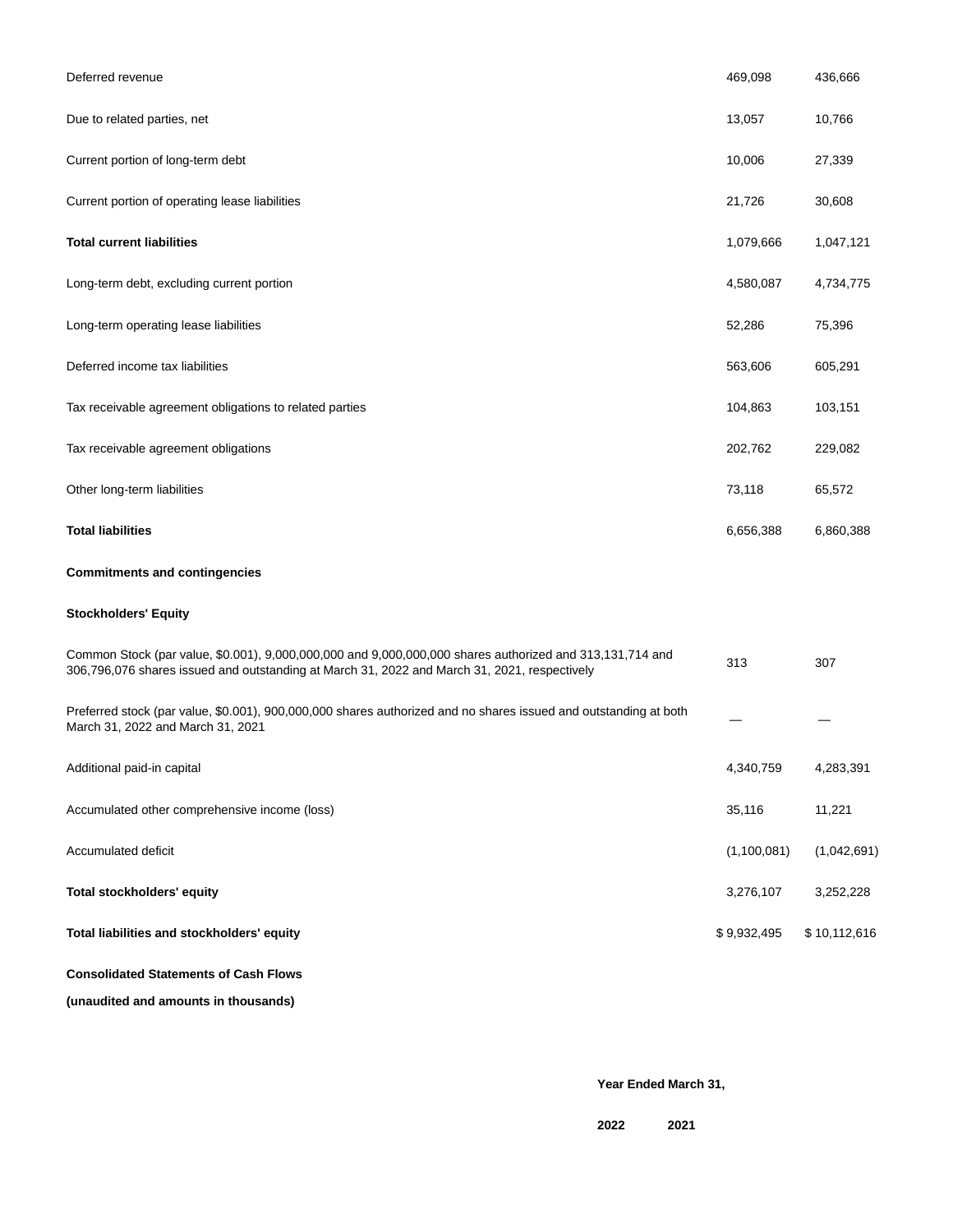| | | |
|---|---|---|
| Deferred revenue | 469,098 | 436,666 |
| Due to related parties, net | 13,057 | 10,766 |
| Current portion of long-term debt | 10,006 | 27,339 |
| Current portion of operating lease liabilities | 21,726 | 30,608 |
| **Total current liabilities** | 1,079,666 | 1,047,121 |
| Long-term debt, excluding current portion | 4,580,087 | 4,734,775 |
| Long-term operating lease liabilities | 52,286 | 75,396 |
| Deferred income tax liabilities | 563,606 | 605,291 |
| Tax receivable agreement obligations to related parties | 104,863 | 103,151 |
| Tax receivable agreement obligations | 202,762 | 229,082 |
| Other long-term liabilities | 73,118 | 65,572 |
| **Total liabilities** | 6,656,388 | 6,860,388 |
| **Commitments and contingencies** | | |
| **Stockholders' Equity** | | |
| Common Stock (par value, $0.001), 9,000,000,000 and 9,000,000,000 shares authorized and 313,131,714 and 306,796,076 shares issued and outstanding at March 31, 2022 and March 31, 2021, respectively | 313 | 307 |
| Preferred stock (par value, $0.001), 900,000,000 shares authorized and no shares issued and outstanding at both March 31, 2022 and March 31, 2021 | — | — |
| Additional paid-in capital | 4,340,759 | 4,283,391 |
| Accumulated other comprehensive income (loss) | 35,116 | 11,221 |
| Accumulated deficit | (1,100,081) | (1,042,691) |
| **Total stockholders' equity** | 3,276,107 | 3,252,228 |
| **Total liabilities and stockholders' equity** | $ 9,932,495 | $ 10,112,616 |

**Consolidated Statements of Cash Flows**

**(unaudited and amounts in thousands)**

| | **Year Ended March 31,** | |
|---|---|---|
| | **2022** | **2021** |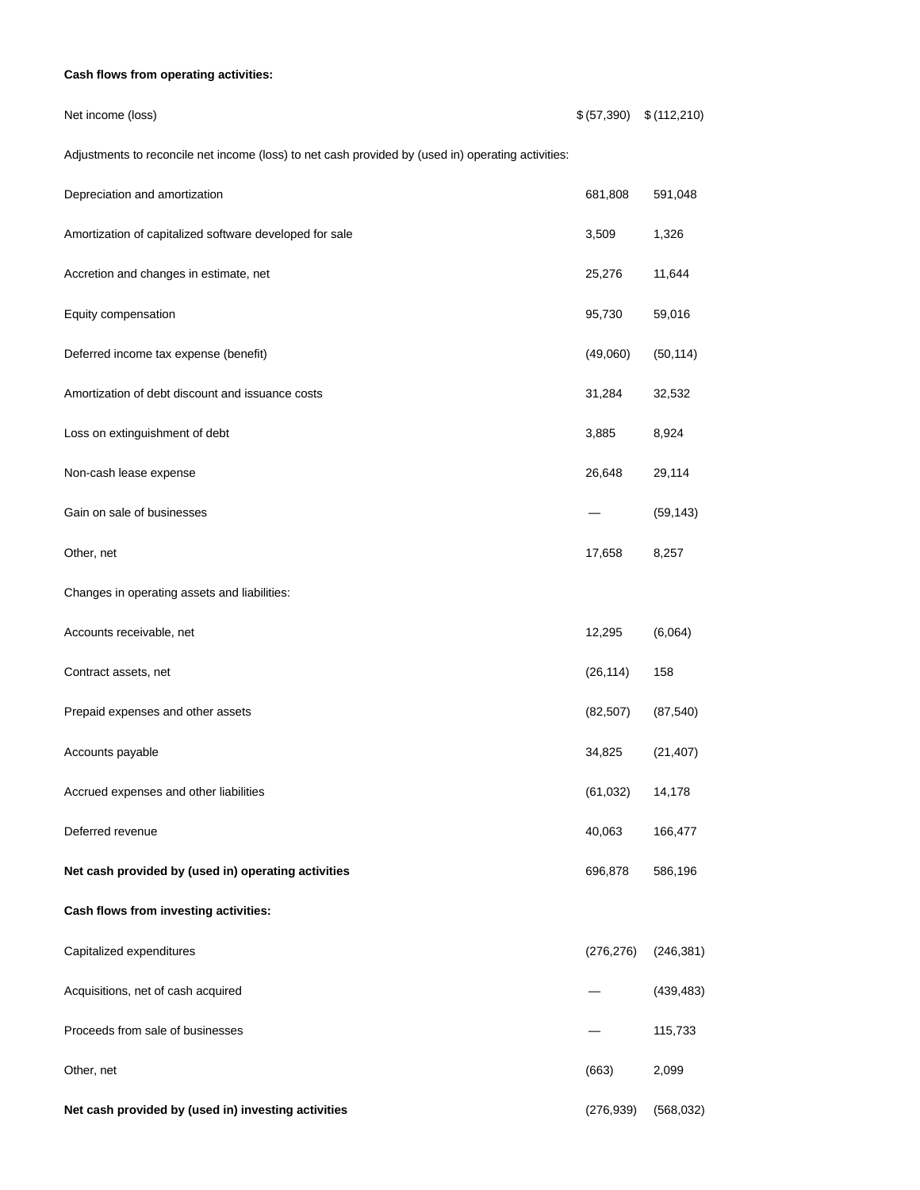| | | |
|---|---|---|
| **Cash flows from operating activities:** | | |
| Net income (loss) | $ (57,390) | $ (112,210) |
| Adjustments to reconcile net income (loss) to net cash provided by (used in) operating activities: | | |
| Depreciation and amortization | 681,808 | 591,048 |
| Amortization of capitalized software developed for sale | 3,509 | 1,326 |
| Accretion and changes in estimate, net | 25,276 | 11,644 |
| Equity compensation | 95,730 | 59,016 |
| Deferred income tax expense (benefit) | (49,060) | (50,114) |
| Amortization of debt discount and issuance costs | 31,284 | 32,532 |
| Loss on extinguishment of debt | 3,885 | 8,924 |
| Non-cash lease expense | 26,648 | 29,114 |
| Gain on sale of businesses | — | (59,143) |
| Other, net | 17,658 | 8,257 |
| Changes in operating assets and liabilities: | | |
| Accounts receivable, net | 12,295 | (6,064) |
| Contract assets, net | (26,114) | 158 |
| Prepaid expenses and other assets | (82,507) | (87,540) |
| Accounts payable | 34,825 | (21,407) |
| Accrued expenses and other liabilities | (61,032) | 14,178 |
| Deferred revenue | 40,063 | 166,477 |
| **Net cash provided by (used in) operating activities** | 696,878 | 586,196 |
| **Cash flows from investing activities:** | | |
| Capitalized expenditures | (276,276) | (246,381) |
| Acquisitions, net of cash acquired | — | (439,483) |
| Proceeds from sale of businesses | — | 115,733 |
| Other, net | (663) | 2,099 |
| **Net cash provided by (used in) investing activities** | (276,939) | (568,032) |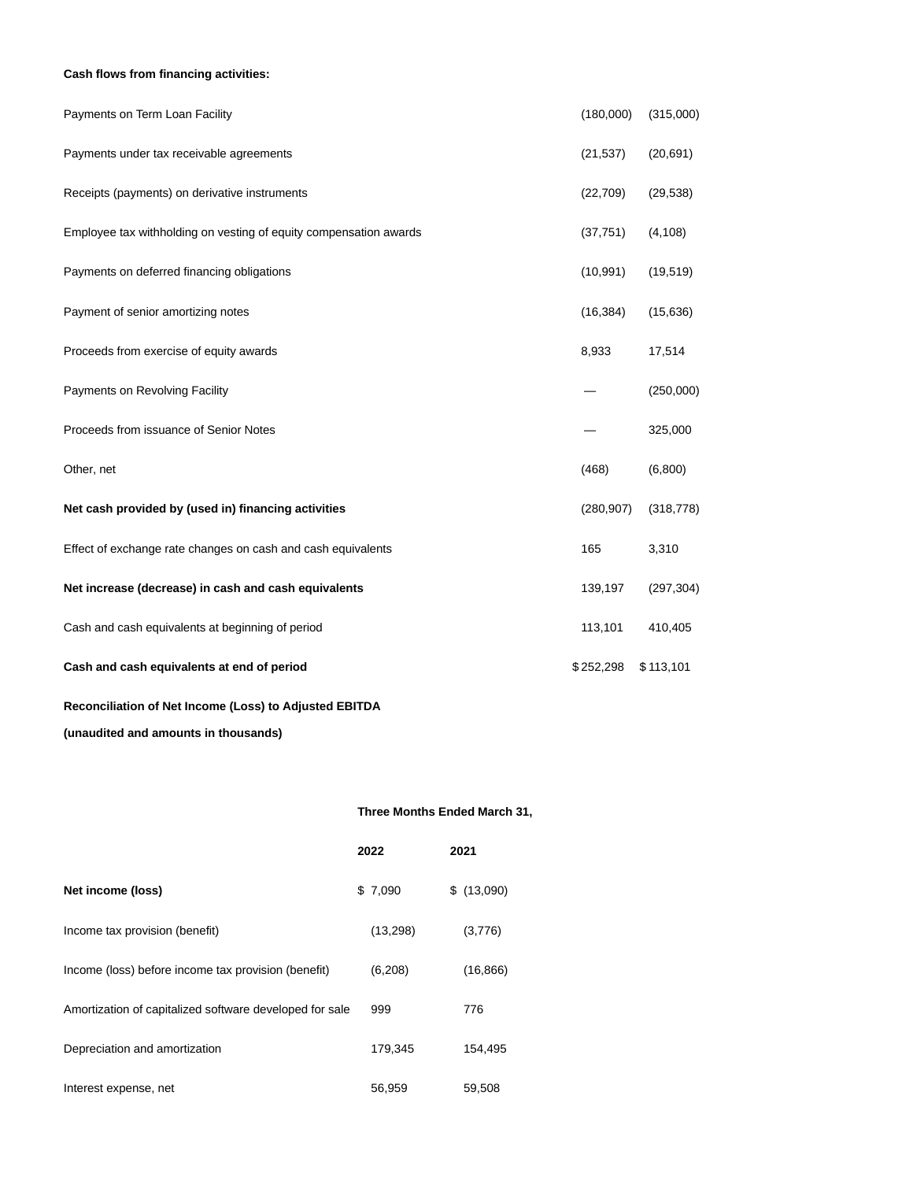**Cash flows from financing activities:**

| | | |
|---|---|---|
| Payments on Term Loan Facility | (180,000) | (315,000) |
| Payments under tax receivable agreements | (21,537) | (20,691) |
| Receipts (payments) on derivative instruments | (22,709) | (29,538) |
| Employee tax withholding on vesting of equity compensation awards | (37,751) | (4,108) |
| Payments on deferred financing obligations | (10,991) | (19,519) |
| Payment of senior amortizing notes | (16,384) | (15,636) |
| Proceeds from exercise of equity awards | 8,933 | 17,514 |
| Payments on Revolving Facility | — | (250,000) |
| Proceeds from issuance of Senior Notes | — | 325,000 |
| Other, net | (468) | (6,800) |
| **Net cash provided by (used in) financing activities** | (280,907) | (318,778) |
| Effect of exchange rate changes on cash and cash equivalents | 165 | 3,310 |
| **Net increase (decrease) in cash and cash equivalents** | 139,197 | (297,304) |
| Cash and cash equivalents at beginning of period | 113,101 | 410,405 |
| **Cash and cash equivalents at end of period** | $ 252,298 | $ 113,101 |

**Reconciliation of Net Income (Loss) to Adjusted EBITDA**

**(unaudited and amounts in thousands)**

| | **Three Months Ended March 31,** | |
|---|---|---|
| | **2022** | **2021** |
| **Net income (loss)** | $ 7,090 | $ (13,090) |
| Income tax provision (benefit) | (13,298) | (3,776) |
| Income (loss) before income tax provision (benefit) | (6,208) | (16,866) |
| Amortization of capitalized software developed for sale | 999 | 776 |
| Depreciation and amortization | 179,345 | 154,495 |
| Interest expense, net | 56,959 | 59,508 |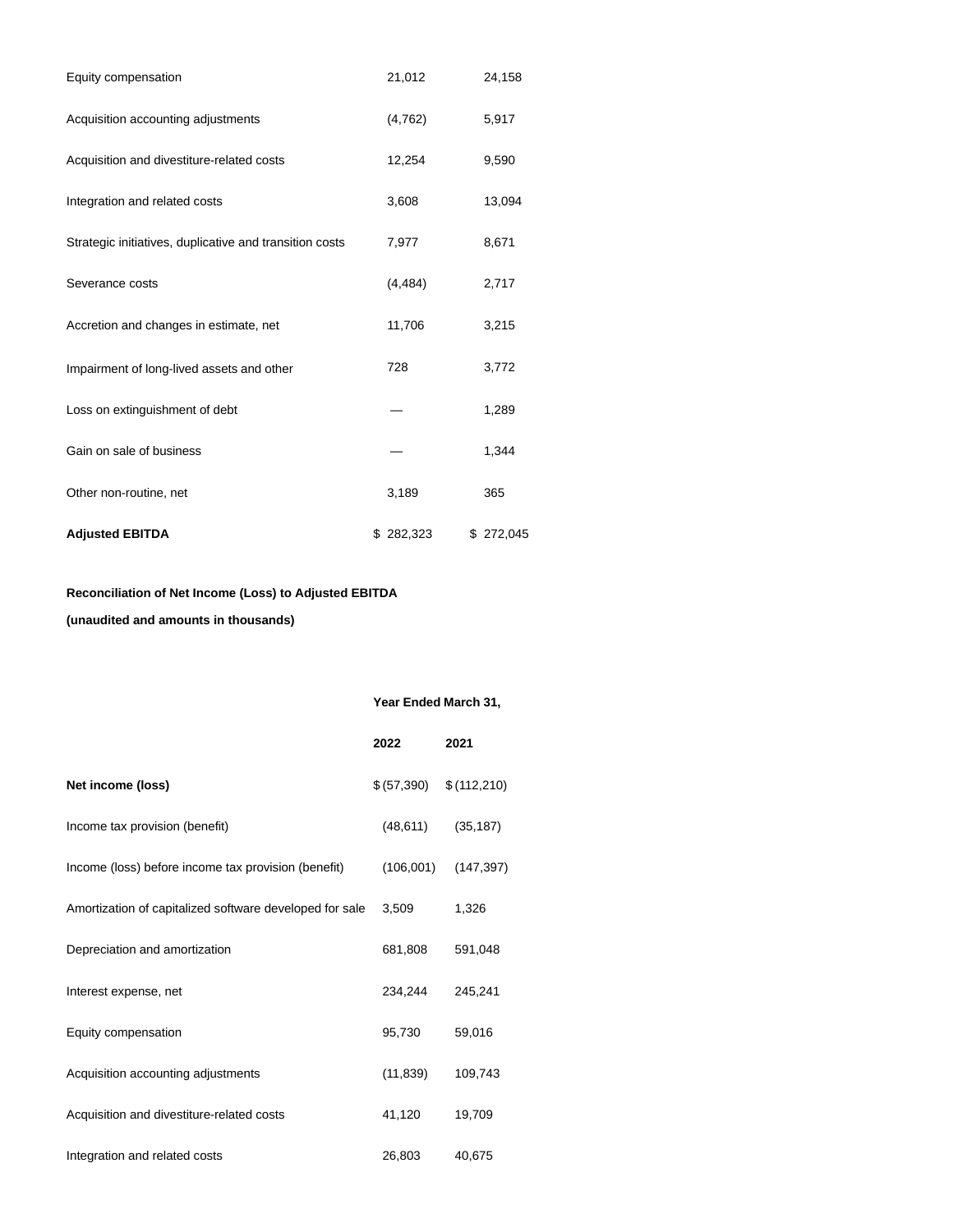| | | |
|---|---|---|
| Equity compensation | 21,012 | 24,158 |
| Acquisition accounting adjustments | (4,762) | 5,917 |
| Acquisition and divestiture-related costs | 12,254 | 9,590 |
| Integration and related costs | 3,608 | 13,094 |
| Strategic initiatives, duplicative and transition costs | 7,977 | 8,671 |
| Severance costs | (4,484) | 2,717 |
| Accretion and changes in estimate, net | 11,706 | 3,215 |
| Impairment of long-lived assets and other | 728 | 3,772 |
| Loss on extinguishment of debt | — | 1,289 |
| Gain on sale of business | — | 1,344 |
| Other non-routine, net | 3,189 | 365 |
| **Adjusted EBITDA** | $ 282,323 | $ 272,045 |

**Reconciliation of Net Income (Loss) to Adjusted EBITDA**

**(unaudited and amounts in thousands)**

| | **Year Ended March 31,** | |
|---|---|---|
| | **2022** | **2021** |
| **Net income (loss)** | $ (57,390) | $ (112,210) |
| Income tax provision (benefit) | (48,611) | (35,187) |
| Income (loss) before income tax provision (benefit) | (106,001) | (147,397) |
| Amortization of capitalized software developed for sale | 3,509 | 1,326 |
| Depreciation and amortization | 681,808 | 591,048 |
| Interest expense, net | 234,244 | 245,241 |
| Equity compensation | 95,730 | 59,016 |
| Acquisition accounting adjustments | (11,839) | 109,743 |
| Acquisition and divestiture-related costs | 41,120 | 19,709 |
| Integration and related costs | 26,803 | 40,675 |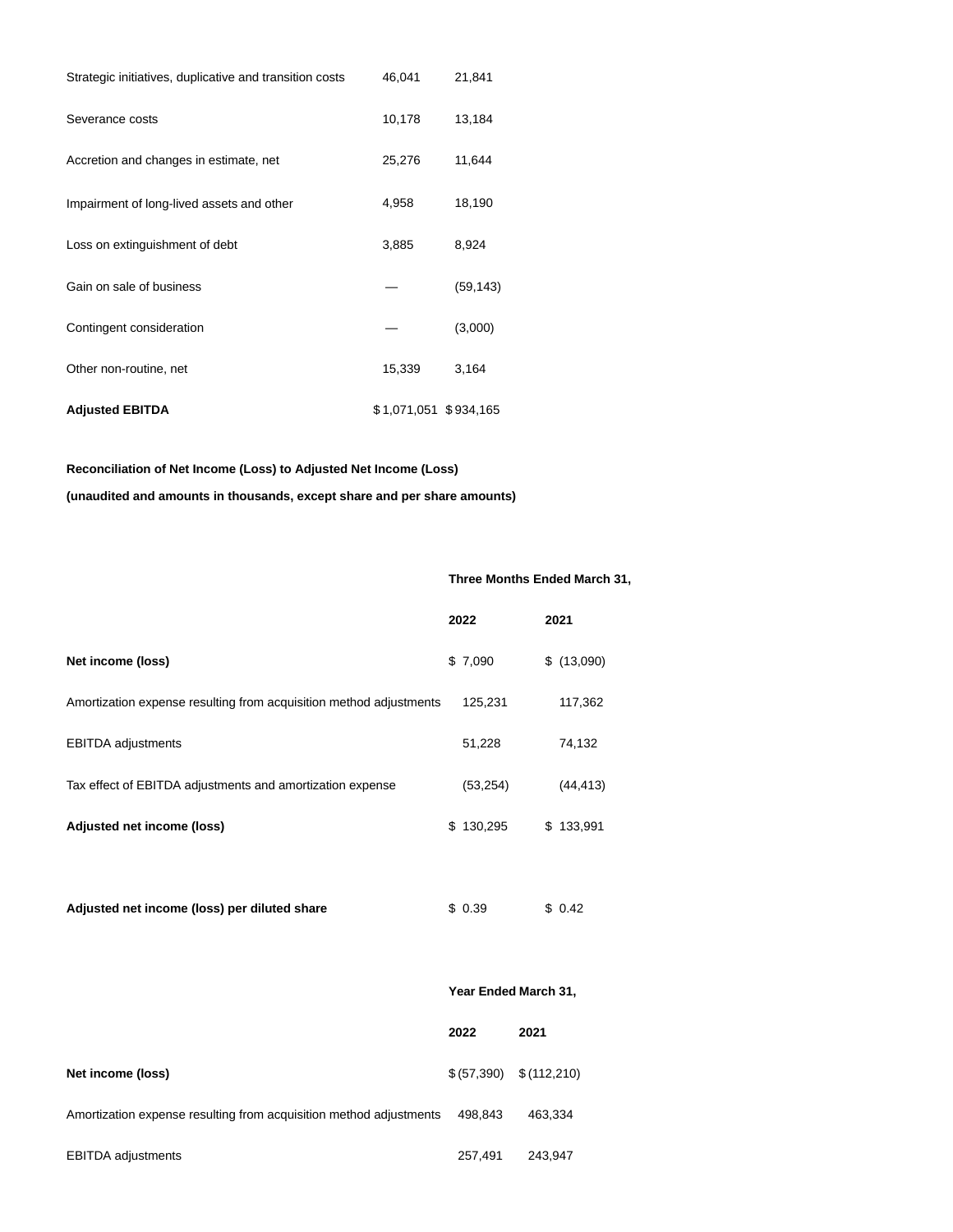| | | |
|---|---|---|
| Strategic initiatives, duplicative and transition costs | 46,041 | 21,841 |
| Severance costs | 10,178 | 13,184 |
| Accretion and changes in estimate, net | 25,276 | 11,644 |
| Impairment of long-lived assets and other | 4,958 | 18,190 |
| Loss on extinguishment of debt | 3,885 | 8,924 |
| Gain on sale of business | — | (59,143) |
| Contingent consideration | — | (3,000) |
| Other non-routine, net | 15,339 | 3,164 |
| **Adjusted EBITDA** | $ 1,071,051 | $ 934,165 |

**Reconciliation of Net Income (Loss) to Adjusted Net Income (Loss)**

**(unaudited and amounts in thousands, except share and per share amounts)**

| | **Three Months Ended March 31,** | |
|---|---|---|
| | **2022** | **2021** |
| **Net income (loss)** | $ 7,090 | $ (13,090) |
| Amortization expense resulting from acquisition method adjustments | 125,231 | 117,362 |
| EBITDA adjustments | 51,228 | 74,132 |
| Tax effect of EBITDA adjustments and amortization expense | (53,254) | (44,413) |
| **Adjusted net income (loss)** | $ 130,295 | $ 133,991 |
| | | |
| **Adjusted net income (loss) per diluted share** | $ 0.39 | $ 0.42 |

| | **Year Ended March 31,** | |
|---|---|---|
| | **2022** | **2021** |
| **Net income (loss)** | $ (57,390) | $ (112,210) |
| Amortization expense resulting from acquisition method adjustments | 498,843 | 463,334 |
| EBITDA adjustments | 257,491 | 243,947 |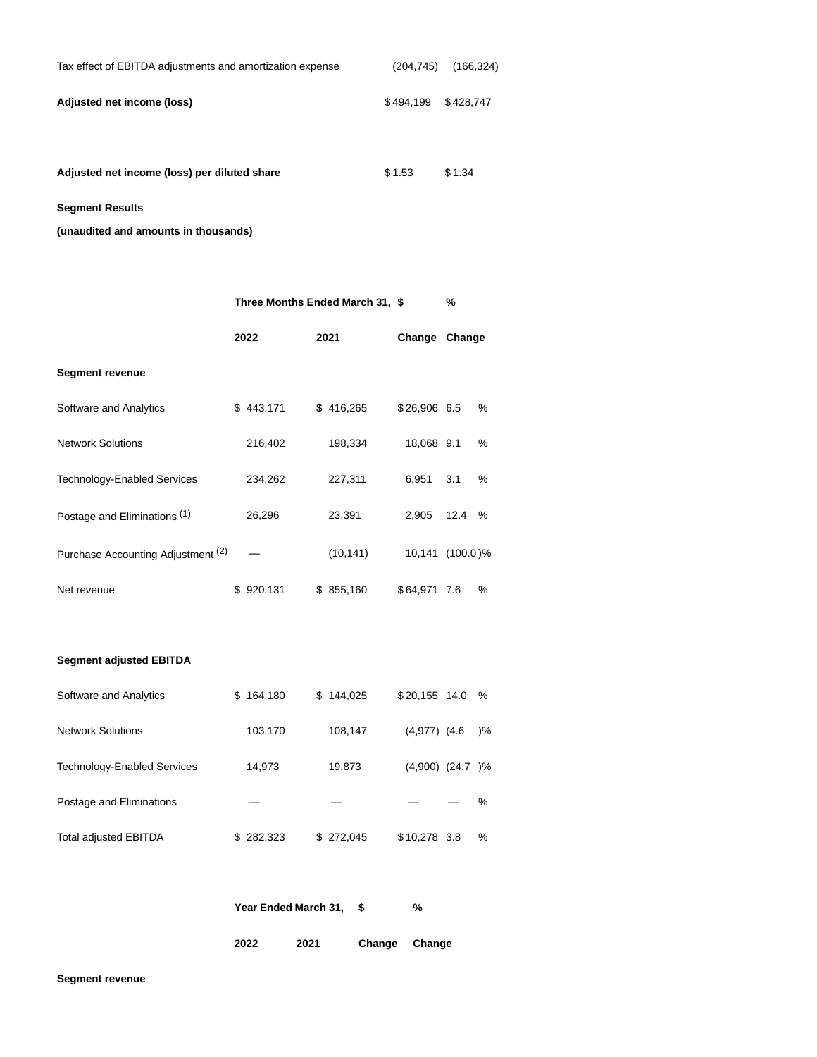| | | |
|---|---|---|
| Tax effect of EBITDA adjustments and amortization expense | (204,745) | (166,324) |
| **Adjusted net income (loss)** | $ 494,199 | $ 428,747 |
| | | |
| **Adjusted net income (loss) per diluted share** | $ 1.53 | $ 1.34 |

**Segment Results**

**(unaudited and amounts in thousands)**

| | **Three Months Ended March 31,** | | **$** | **%** |
|---|---|---|---|---|
| | **2022** | **2021** | **Change** | **Change** |
| **Segment revenue** | | | | |
| Software and Analytics | $ 443,171 | $ 416,265 | $ 26,906 | 6.5 % |
| Network Solutions | 216,402 | 198,334 | 18,068 | 9.1 % |
| Technology-Enabled Services | 234,262 | 227,311 | 6,951 | 3.1 % |
| Postage and Eliminations (1) | 26,296 | 23,391 | 2,905 | 12.4 % |
| Purchase Accounting Adjustment (2) | — | (10,141) | 10,141 | (100.0)% |
| Net revenue | $ 920,131 | $ 855,160 | $ 64,971 | 7.6 % |
| | | | | |
| **Segment adjusted EBITDA** | | | | |
| Software and Analytics | $ 164,180 | $ 144,025 | $ 20,155 | 14.0 % |
| Network Solutions | 103,170 | 108,147 | (4,977) | (4.6 )% |
| Technology-Enabled Services | 14,973 | 19,873 | (4,900) | (24.7 )% |
| Postage and Eliminations | — | — | — | — % |
| Total adjusted EBITDA | $ 282,323 | $ 272,045 | $ 10,278 | 3.8 % |

| | **Year Ended March 31,** | | **$** | **%** |
|---|---|---|---|---|
| | **2022** | **2021** | **Change** | **Change** |
| **Segment revenue** | | | | |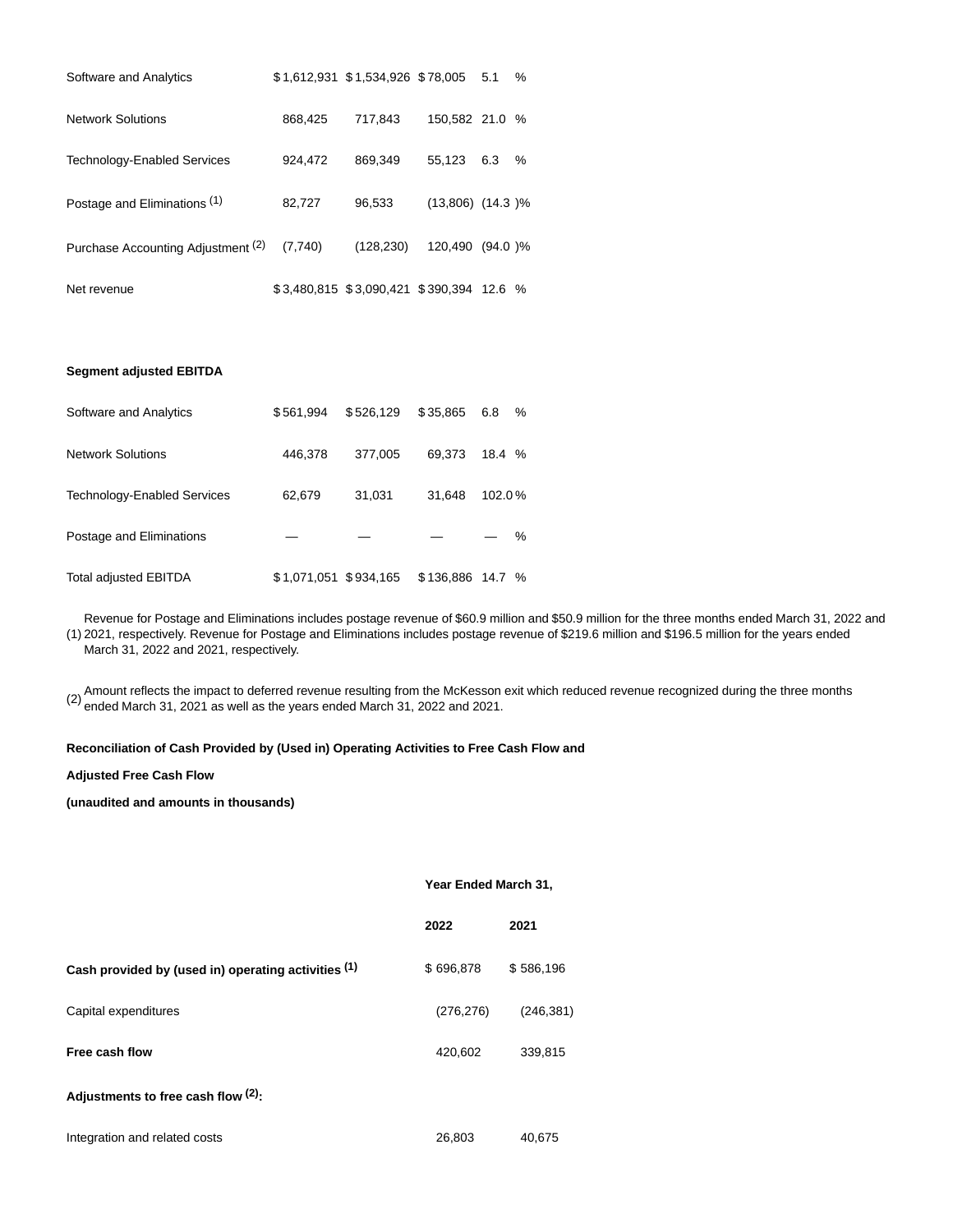| | | | | |
|---|---|---|---|---|
| Software and Analytics | $ 1,612,931 | $ 1,534,926 | $ 78,005 | 5.1 % |
| Network Solutions | 868,425 | 717,843 | 150,582 | 21.0 % |
| Technology-Enabled Services | 924,472 | 869,349 | 55,123 | 6.3 % |
| Postage and Eliminations [(1)] | 82,727 | 96,533 | (13,806) | (14.3 )% |
| Purchase Accounting Adjustment [(2)] | (7,740) | (128,230) | 120,490 | (94.0 )% |
| Net revenue | $ 3,480,815 | $ 3,090,421 | $ 390,394 | 12.6 % |
| | | | | |
| **Segment adjusted EBITDA** | | | | |
| Software and Analytics | $ 561,994 | $ 526,129 | $ 35,865 | 6.8 % |
| Network Solutions | 446,378 | 377,005 | 69,373 | 18.4 % |
| Technology-Enabled Services | 62,679 | 31,031 | 31,648 | 102.0 % |
| Postage and Eliminations | — | — | — | — % |
| Total adjusted EBITDA | $ 1,071,051 | $ 934,165 | $ 136,886 | 14.7 % |

(1) Revenue for Postage and Eliminations includes postage revenue of $60.9 million and $50.9 million for the three months ended March 31, 2022 and 2021, respectively. Revenue for Postage and Eliminations includes postage revenue of $219.6 million and $196.5 million for the years ended March 31, 2022 and 2021, respectively.

(2) Amount reflects the impact to deferred revenue resulting from the McKesson exit which reduced revenue recognized during the three months ended March 31, 2021 as well as the years ended March 31, 2022 and 2021.

**Reconciliation of Cash Provided by (Used in) Operating Activities to Free Cash Flow and**

**Adjusted Free Cash Flow**

**(unaudited and amounts in thousands)**

| | Year Ended March 31, | |
|---|---|---|
| | **2022** | **2021** |
| **Cash provided by (used in) operating activities [(1)]** | $ 696,878 | $ 586,196 |
| Capital expenditures | (276,276) | (246,381) |
| **Free cash flow** | 420,602 | 339,815 |
| **Adjustments to free cash flow [(2)]:** | | |
| Integration and related costs | 26,803 | 40,675 |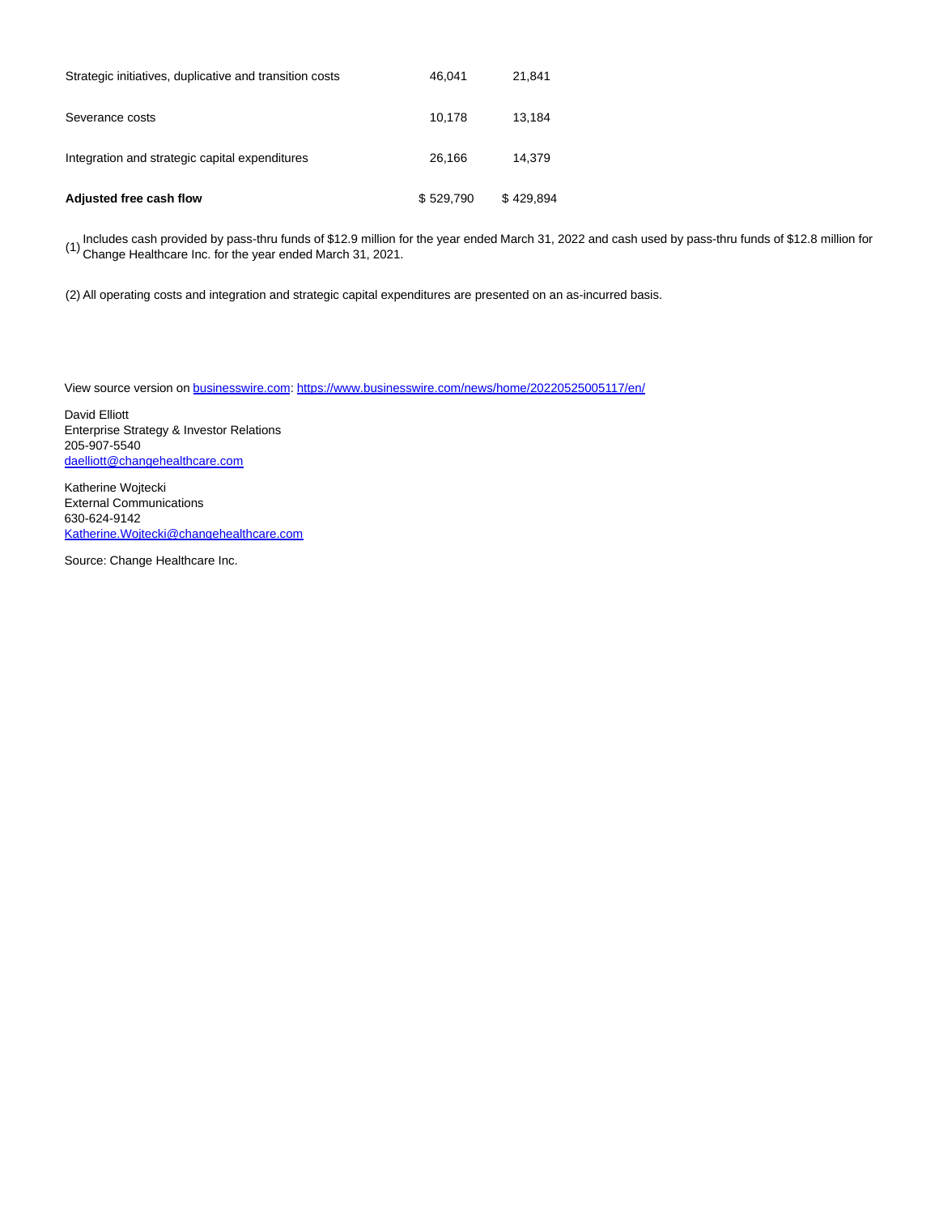| | | |
|---|---|---|
| Strategic initiatives, duplicative and transition costs | 46,041 | 21,841 |
| Severance costs | 10,178 | 13,184 |
| Integration and strategic capital expenditures | 26,166 | 14,379 |
| **Adjusted free cash flow** | $ 529,790 | $ 429,894 |

(1) Includes cash provided by pass-thru funds of $12.9 million for the year ended March 31, 2022 and cash used by pass-thru funds of $12.8 million for Change Healthcare Inc. for the year ended March 31, 2021.

(2) All operating costs and integration and strategic capital expenditures are presented on an as-incurred basis.

View source version on businesswire.com: https://www.businesswire.com/news/home/20220525005117/en/

David Elliott
Enterprise Strategy & Investor Relations
205-907-5540
daelliott@changehealthcare.com

Katherine Wojtecki
External Communications
630-624-9142
Katherine.Wojtecki@changehealthcare.com

Source: Change Healthcare Inc.